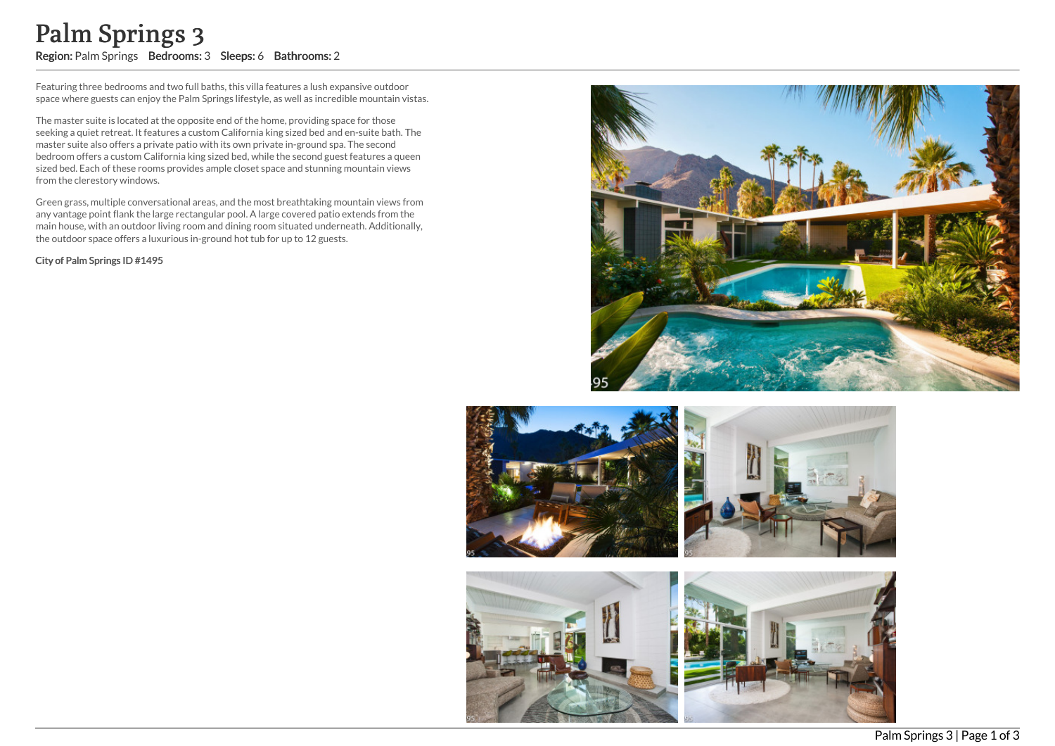# Palm Springs 3

**Region:** Palm Springs **Bedrooms:** 3 **Sleeps:** 6 **Bathrooms:** 2

Featuring three bedrooms and two full baths, this villa features a lush expansive outdoor space where guests can enjoy the Palm Springs lifestyle, as well as incredible mountain vistas.

The master suite is located at the opposite end of the home, providing space for those seeking a quiet retreat. It features a custom California king sized bed and en-suite bath. The master suite also offers a private patio with its own private in-ground spa. The second bedroom offers a custom California king sized bed, while the second guest features a queen sized bed. Each of these rooms provides ample closet space and stunning mountain views from the clerestory windows.

Green grass, multiple conversational areas, and the most breathtaking mountain views from any vantage point flank the large rectangular pool. A large covered patio extends from the main house, with an outdoor living room and dining room situated underneath. Additionally, the outdoor space offers a luxurious in-ground hot tub for up to 12 guests.

**City of Palm Springs ID #1495**